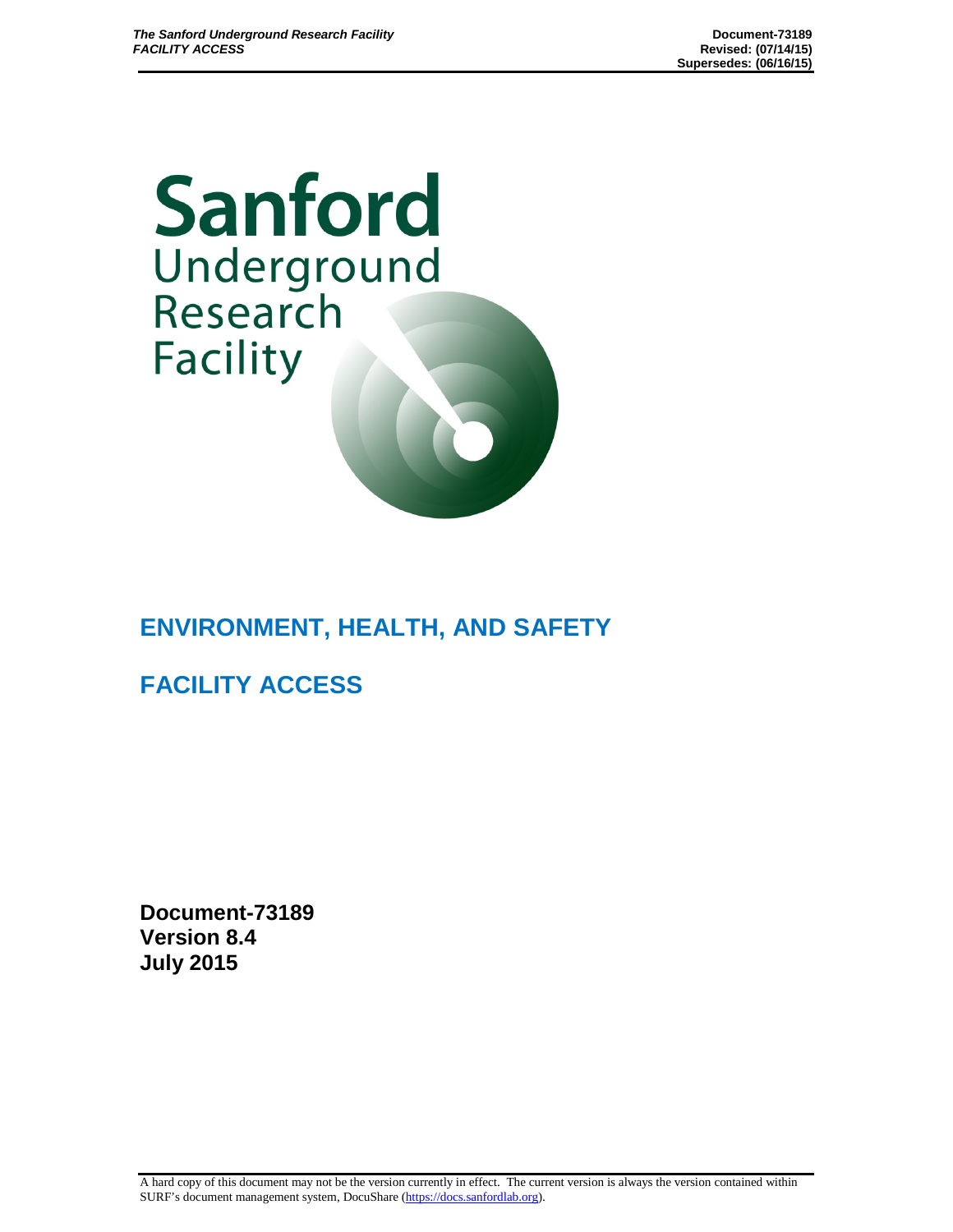# Sanford Underground Research Facility

## ENVIRONMENT, HEALTH, AND SAFETY

## FACILITY ACCESS

**Document-73189**
**Version 8.4**
**July 2015**

A hard copy of this document may not be the version currently in effect. The current version is always the version contained within SURF's document management system, DocuShare (https://docs.sanfordlab.org).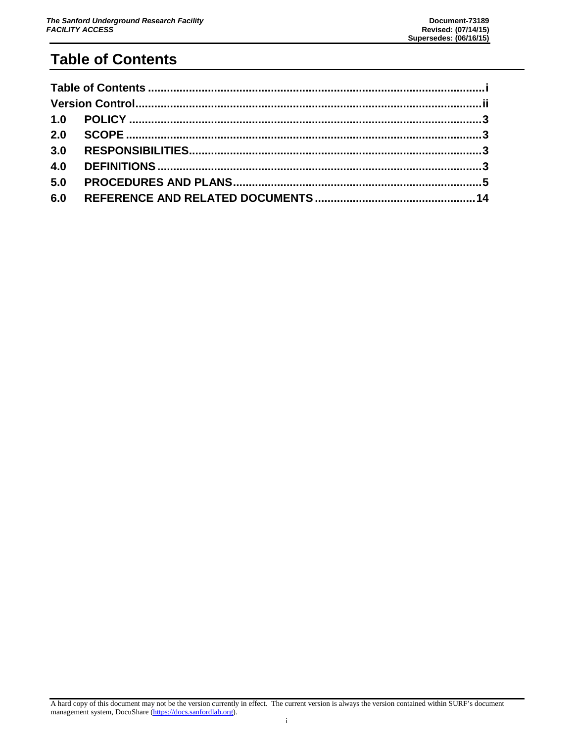# Table of Contents

Table of Contents ........................................................................................................i
Version Control.............................................................................................................ii
1.0 POLICY ..................................................................................................................3
2.0 SCOPE ....................................................................................................................3
3.0 RESPONSIBILITIES..................................................................................................3
4.0 DEFINITIONS ...........................................................................................................3
5.0 PROCEDURES AND PLANS......................................................................................5
6.0 REFERENCE AND RELATED DOCUMENTS ...........................................................14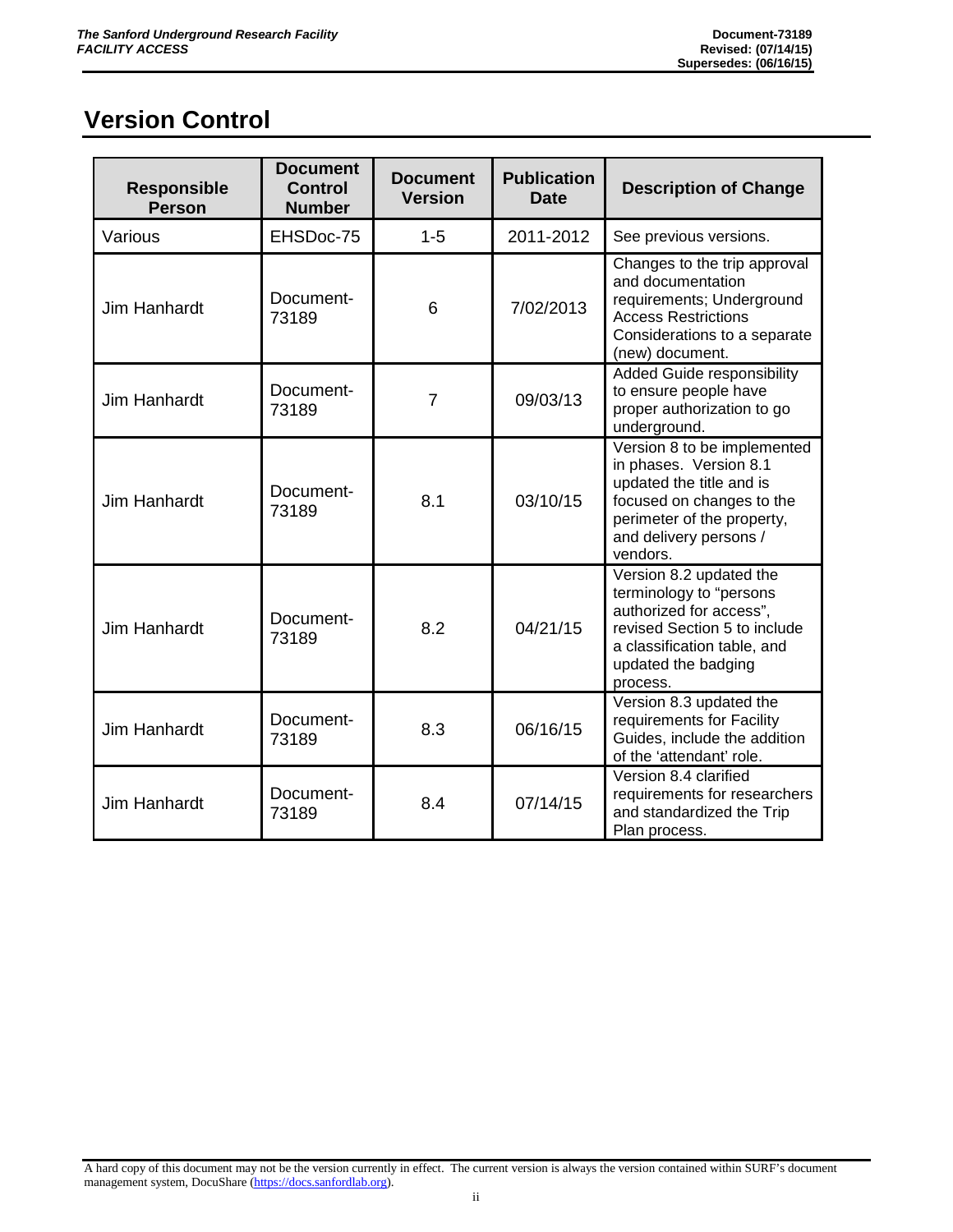# Version Control

| Responsible Person | Document Control Number | Document Version | Publication Date | Description of Change |
|---|---|---|---|---|
| Various | EHSDoc-75 | 1-5 | 2011-2012 | See previous versions. |
| Jim Hanhardt | Document-73189 | 6 | 7/02/2013 | Changes to the trip approval and documentation requirements; Underground Access Restrictions Considerations to a separate (new) document. |
| Jim Hanhardt | Document-73189 | 7 | 09/03/13 | Added Guide responsibility to ensure people have proper authorization to go underground. |
| Jim Hanhardt | Document-73189 | 8.1 | 03/10/15 | Version 8 to be implemented in phases. Version 8.1 updated the title and is focused on changes to the perimeter of the property, and delivery persons / vendors. |
| Jim Hanhardt | Document-73189 | 8.2 | 04/21/15 | Version 8.2 updated the terminology to "persons authorized for access", revised Section 5 to include a classification table, and updated the badging process. |
| Jim Hanhardt | Document-73189 | 8.3 | 06/16/15 | Version 8.3 updated the requirements for Facility Guides, include the addition of the 'attendant' role. |
| Jim Hanhardt | Document-73189 | 8.4 | 07/14/15 | Version 8.4 clarified requirements for researchers and standardized the Trip Plan process. |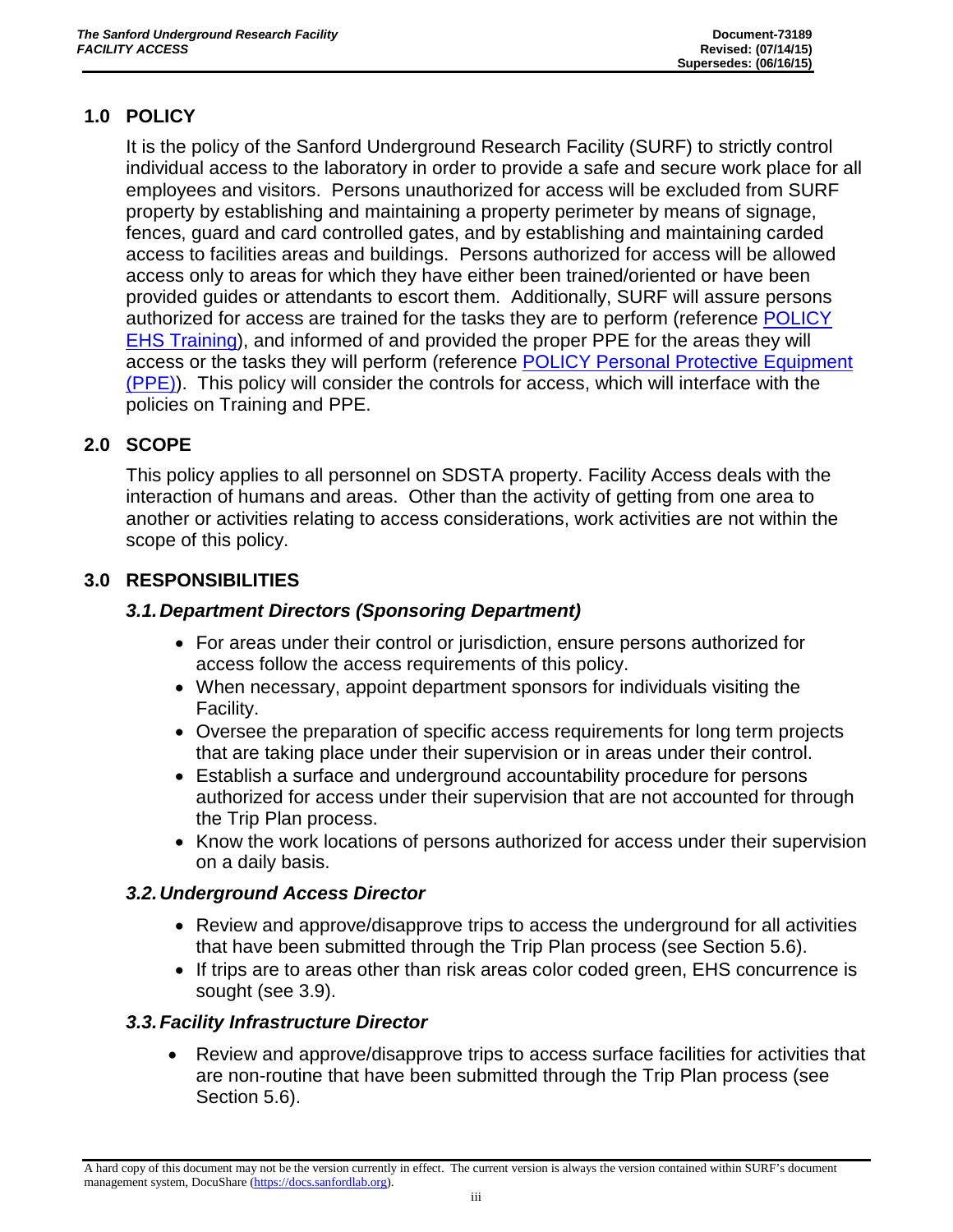## 1.0 POLICY

It is the policy of the Sanford Underground Research Facility (SURF) to strictly control individual access to the laboratory in order to provide a safe and secure work place for all employees and visitors. Persons unauthorized for access will be excluded from SURF property by establishing and maintaining a property perimeter by means of signage, fences, guard and card controlled gates, and by establishing and maintaining carded access to facilities areas and buildings. Persons authorized for access will be allowed access only to areas for which they have either been trained/oriented or have been provided guides or attendants to escort them. Additionally, SURF will assure persons authorized for access are trained for the tasks they are to perform (reference POLICY EHS Training), and informed of and provided the proper PPE for the areas they will access or the tasks they will perform (reference POLICY Personal Protective Equipment (PPE)). This policy will consider the controls for access, which will interface with the policies on Training and PPE.

## 2.0 SCOPE

This policy applies to all personnel on SDSTA property. Facility Access deals with the interaction of humans and areas. Other than the activity of getting from one area to another or activities relating to access considerations, work activities are not within the scope of this policy.

## 3.0 RESPONSIBILITIES

### *3.1. Department Directors (Sponsoring Department)*

- For areas under their control or jurisdiction, ensure persons authorized for access follow the access requirements of this policy.
- When necessary, appoint department sponsors for individuals visiting the Facility.
- Oversee the preparation of specific access requirements for long term projects that are taking place under their supervision or in areas under their control.
- Establish a surface and underground accountability procedure for persons authorized for access under their supervision that are not accounted for through the Trip Plan process.
- Know the work locations of persons authorized for access under their supervision on a daily basis.

### *3.2. Underground Access Director*

- Review and approve/disapprove trips to access the underground for all activities that have been submitted through the Trip Plan process (see Section 5.6).
- If trips are to areas other than risk areas color coded green, EHS concurrence is sought (see 3.9).

### *3.3. Facility Infrastructure Director*

- Review and approve/disapprove trips to access surface facilities for activities that are non-routine that have been submitted through the Trip Plan process (see Section 5.6).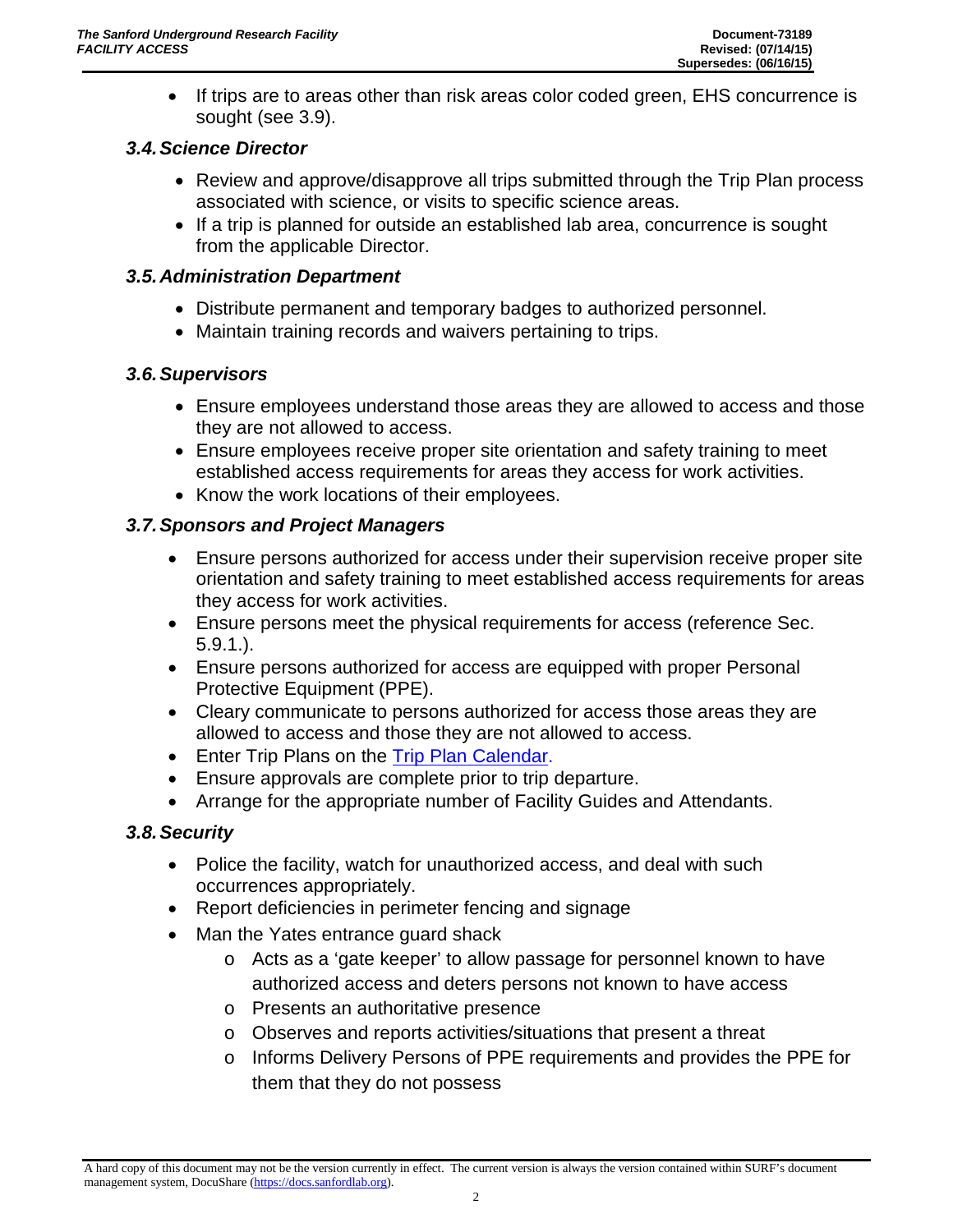- If trips are to areas other than risk areas color coded green, EHS concurrence is sought (see 3.9).

### *3.4. Science Director*

- Review and approve/disapprove all trips submitted through the Trip Plan process associated with science, or visits to specific science areas.
- If a trip is planned for outside an established lab area, concurrence is sought from the applicable Director.

### *3.5. Administration Department*

- Distribute permanent and temporary badges to authorized personnel.
- Maintain training records and waivers pertaining to trips.

### *3.6. Supervisors*

- Ensure employees understand those areas they are allowed to access and those they are not allowed to access.
- Ensure employees receive proper site orientation and safety training to meet established access requirements for areas they access for work activities.
- Know the work locations of their employees.

### *3.7. Sponsors and Project Managers*

- Ensure persons authorized for access under their supervision receive proper site orientation and safety training to meet established access requirements for areas they access for work activities.
- Ensure persons meet the physical requirements for access (reference Sec. 5.9.1.).
- Ensure persons authorized for access are equipped with proper Personal Protective Equipment (PPE).
- Cleary communicate to persons authorized for access those areas they are allowed to access and those they are not allowed to access.
- Enter Trip Plans on the Trip Plan Calendar.
- Ensure approvals are complete prior to trip departure.
- Arrange for the appropriate number of Facility Guides and Attendants.

### *3.8. Security*

- Police the facility, watch for unauthorized access, and deal with such occurrences appropriately.
- Report deficiencies in perimeter fencing and signage
- Man the Yates entrance guard shack
  - Acts as a 'gate keeper' to allow passage for personnel known to have authorized access and deters persons not known to have access
  - Presents an authoritative presence
  - Observes and reports activities/situations that present a threat
  - Informs Delivery Persons of PPE requirements and provides the PPE for them that they do not possess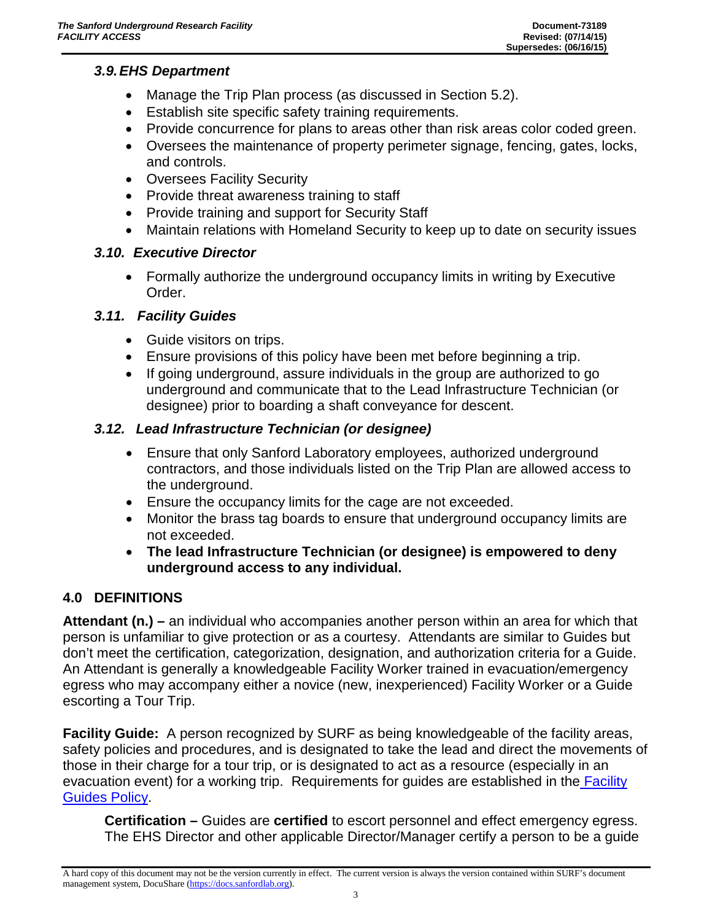### *3.9. EHS Department*

- Manage the Trip Plan process (as discussed in Section 5.2).
- Establish site specific safety training requirements.
- Provide concurrence for plans to areas other than risk areas color coded green.
- Oversees the maintenance of property perimeter signage, fencing, gates, locks, and controls.
- Oversees Facility Security
- Provide threat awareness training to staff
- Provide training and support for Security Staff
- Maintain relations with Homeland Security to keep up to date on security issues

### *3.10. Executive Director*

- Formally authorize the underground occupancy limits in writing by Executive Order.

### *3.11. Facility Guides*

- Guide visitors on trips.
- Ensure provisions of this policy have been met before beginning a trip.
- If going underground, assure individuals in the group are authorized to go underground and communicate that to the Lead Infrastructure Technician (or designee) prior to boarding a shaft conveyance for descent.

### *3.12. Lead Infrastructure Technician (or designee)*

- Ensure that only Sanford Laboratory employees, authorized underground contractors, and those individuals listed on the Trip Plan are allowed access to the underground.
- Ensure the occupancy limits for the cage are not exceeded.
- Monitor the brass tag boards to ensure that underground occupancy limits are not exceeded.
- **The lead Infrastructure Technician (or designee) is empowered to deny underground access to any individual.**

## 4.0 DEFINITIONS

**Attendant (n.) –** an individual who accompanies another person within an area for which that person is unfamiliar to give protection or as a courtesy. Attendants are similar to Guides but don't meet the certification, categorization, designation, and authorization criteria for a Guide. An Attendant is generally a knowledgeable Facility Worker trained in evacuation/emergency egress who may accompany either a novice (new, inexperienced) Facility Worker or a Guide escorting a Tour Trip.

**Facility Guide:** A person recognized by SURF as being knowledgeable of the facility areas, safety policies and procedures, and is designated to take the lead and direct the movements of those in their charge for a tour trip, or is designated to act as a resource (especially in an evacuation event) for a working trip. Requirements for guides are established in the Facility Guides Policy.

**Certification –** Guides are **certified** to escort personnel and effect emergency egress. The EHS Director and other applicable Director/Manager certify a person to be a guide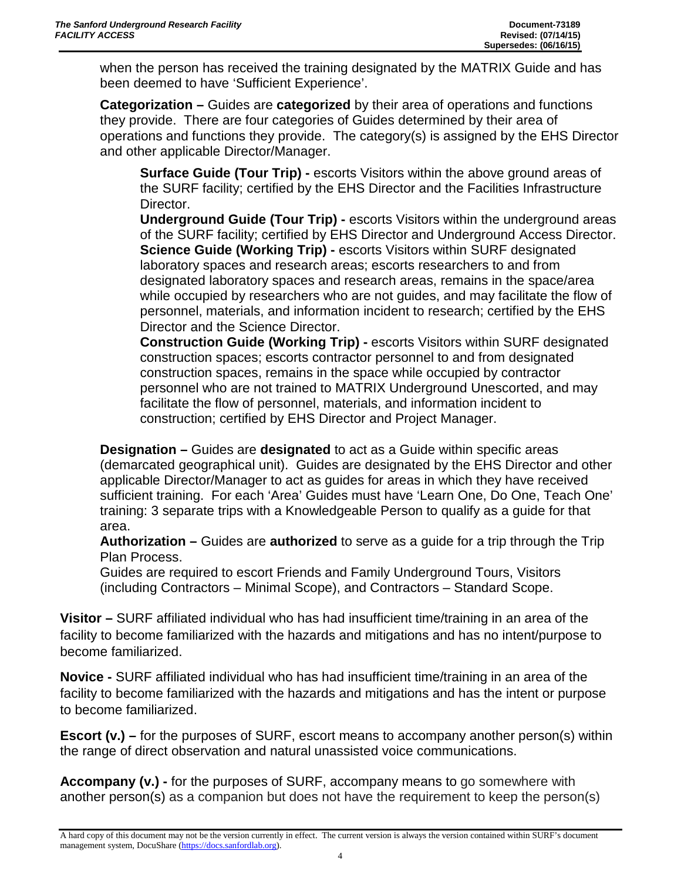when the person has received the training designated by the MATRIX Guide and has been deemed to have 'Sufficient Experience'.

**Categorization –** Guides are **categorized** by their area of operations and functions they provide. There are four categories of Guides determined by their area of operations and functions they provide. The category(s) is assigned by the EHS Director and other applicable Director/Manager.

**Surface Guide (Tour Trip) -** escorts Visitors within the above ground areas of the SURF facility; certified by the EHS Director and the Facilities Infrastructure Director.

**Underground Guide (Tour Trip) -** escorts Visitors within the underground areas of the SURF facility; certified by EHS Director and Underground Access Director.

**Science Guide (Working Trip) -** escorts Visitors within SURF designated laboratory spaces and research areas; escorts researchers to and from designated laboratory spaces and research areas, remains in the space/area while occupied by researchers who are not guides, and may facilitate the flow of personnel, materials, and information incident to research; certified by the EHS Director and the Science Director.

**Construction Guide (Working Trip) -** escorts Visitors within SURF designated construction spaces; escorts contractor personnel to and from designated construction spaces, remains in the space while occupied by contractor personnel who are not trained to MATRIX Underground Unescorted, and may facilitate the flow of personnel, materials, and information incident to construction; certified by EHS Director and Project Manager.

**Designation –** Guides are **designated** to act as a Guide within specific areas (demarcated geographical unit). Guides are designated by the EHS Director and other applicable Director/Manager to act as guides for areas in which they have received sufficient training. For each 'Area' Guides must have 'Learn One, Do One, Teach One' training: 3 separate trips with a Knowledgeable Person to qualify as a guide for that area.

**Authorization –** Guides are **authorized** to serve as a guide for a trip through the Trip Plan Process.

Guides are required to escort Friends and Family Underground Tours, Visitors (including Contractors – Minimal Scope), and Contractors – Standard Scope.

**Visitor –** SURF affiliated individual who has had insufficient time/training in an area of the facility to become familiarized with the hazards and mitigations and has no intent/purpose to become familiarized.

**Novice -** SURF affiliated individual who has had insufficient time/training in an area of the facility to become familiarized with the hazards and mitigations and has the intent or purpose to become familiarized.

**Escort (v.) –** for the purposes of SURF, escort means to accompany another person(s) within the range of direct observation and natural unassisted voice communications.

**Accompany (v.) -** for the purposes of SURF, accompany means to go somewhere with another person(s) as a companion but does not have the requirement to keep the person(s)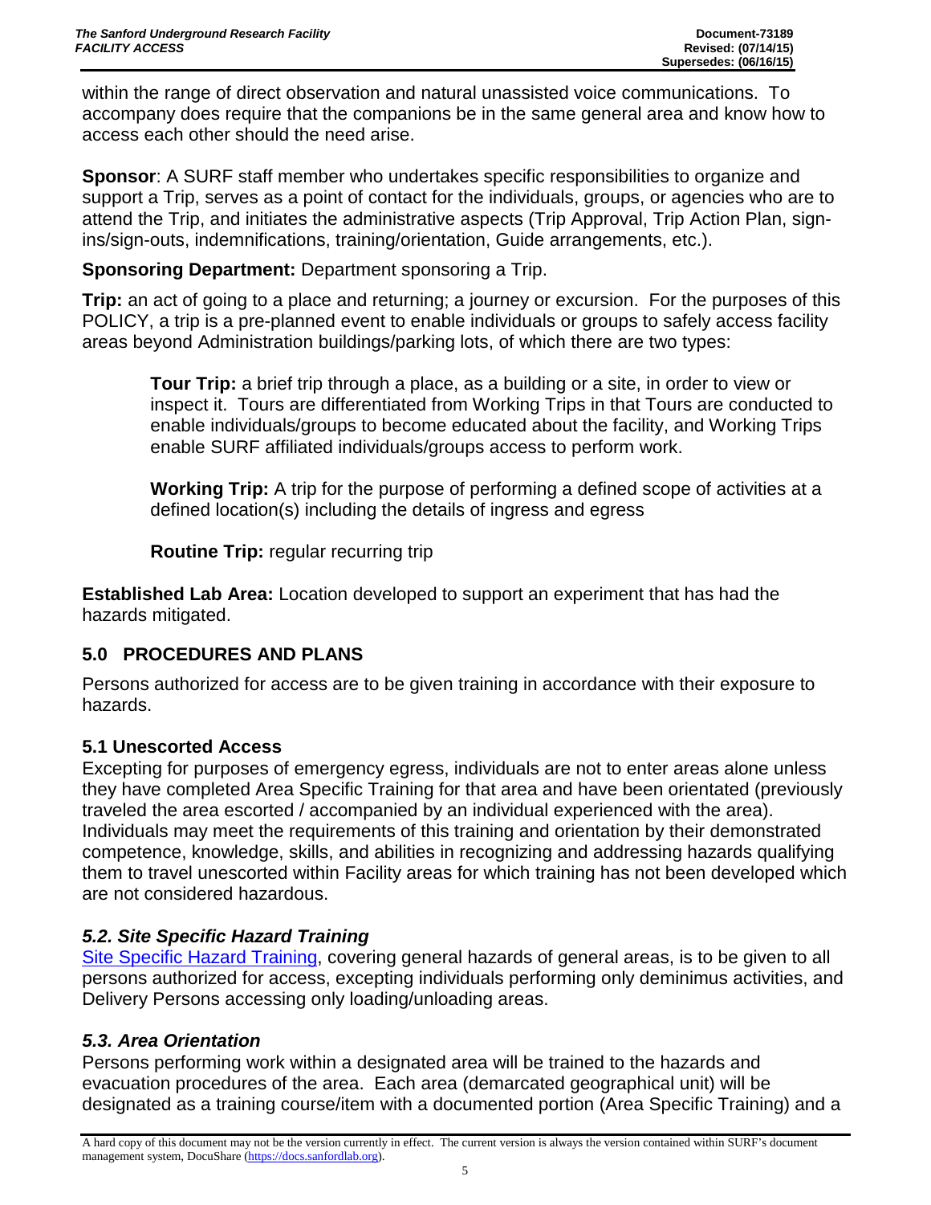within the range of direct observation and natural unassisted voice communications. To accompany does require that the companions be in the same general area and know how to access each other should the need arise.

**Sponsor**: A SURF staff member who undertakes specific responsibilities to organize and support a Trip, serves as a point of contact for the individuals, groups, or agencies who are to attend the Trip, and initiates the administrative aspects (Trip Approval, Trip Action Plan, sign-ins/sign-outs, indemnifications, training/orientation, Guide arrangements, etc.).

**Sponsoring Department:** Department sponsoring a Trip.

**Trip:** an act of going to a place and returning; a journey or excursion. For the purposes of this POLICY, a trip is a pre-planned event to enable individuals or groups to safely access facility areas beyond Administration buildings/parking lots, of which there are two types:

> **Tour Trip:** a brief trip through a place, as a building or a site, in order to view or inspect it. Tours are differentiated from Working Trips in that Tours are conducted to enable individuals/groups to become educated about the facility, and Working Trips enable SURF affiliated individuals/groups access to perform work.
>
> **Working Trip:** A trip for the purpose of performing a defined scope of activities at a defined location(s) including the details of ingress and egress
>
> **Routine Trip:** regular recurring trip

**Established Lab Area:** Location developed to support an experiment that has had the hazards mitigated.

## 5.0 PROCEDURES AND PLANS

Persons authorized for access are to be given training in accordance with their exposure to hazards.

### 5.1 Unescorted Access

Excepting for purposes of emergency egress, individuals are not to enter areas alone unless they have completed Area Specific Training for that area and have been orientated (previously traveled the area escorted / accompanied by an individual experienced with the area). Individuals may meet the requirements of this training and orientation by their demonstrated competence, knowledge, skills, and abilities in recognizing and addressing hazards qualifying them to travel unescorted within Facility areas for which training has not been developed which are not considered hazardous.

### *5.2. Site Specific Hazard Training*

Site Specific Hazard Training, covering general hazards of general areas, is to be given to all persons authorized for access, excepting individuals performing only deminimus activities, and Delivery Persons accessing only loading/unloading areas.

### *5.3. Area Orientation*

Persons performing work within a designated area will be trained to the hazards and evacuation procedures of the area. Each area (demarcated geographical unit) will be designated as a training course/item with a documented portion (Area Specific Training) and a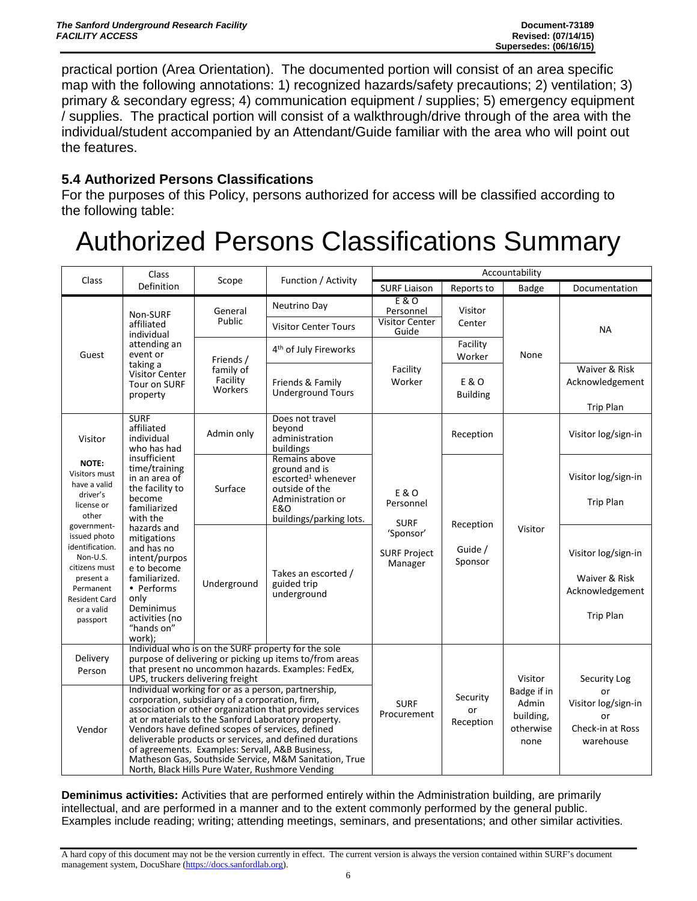practical portion (Area Orientation). The documented portion will consist of an area specific map with the following annotations: 1) recognized hazards/safety precautions; 2) ventilation; 3) primary & secondary egress; 4) communication equipment / supplies; 5) emergency equipment / supplies. The practical portion will consist of a walkthrough/drive through of the area with the individual/student accompanied by an Attendant/Guide familiar with the area who will point out the features.

### 5.4 Authorized Persons Classifications

For the purposes of this Policy, persons authorized for access will be classified according to the following table:

# Authorized Persons Classifications Summary

| Class | Class Definition | Scope | Function / Activity | Accountability | | | |
|---|---|---|---|---|---|---|---|
| | | | | SURF Liaison | Reports to | Badge | Documentation |
| Guest | Non-SURF affiliated individual attending an event or taking a Visitor Center Tour on SURF property | General Public | Neutrino Day | E & O Personnel | Visitor Center | None | NA |
| | | | Visitor Center Tours | Visitor Center Guide | | | |
| | | Friends / family of Facility Workers | 4th of July Fireworks | Facility Worker | Facility Worker | | |
| | | | Friends & Family Underground Tours | | E & O Building | | Waiver & Risk Acknowledgement<br>Trip Plan |
| Visitor<br>**NOTE:** Visitors must have a valid driver's license or other government-issued photo identification. Non-U.S. citizens must present a Permanent Resident Card or a valid passport | SURF affiliated individual who has had insufficient time/training in an area of the facility to become familiarized with the hazards and mitigations and has no intent/purpose to become familiarized. • Performs only Deminimus activities (no "hands on" work); | Admin only | Does not travel beyond administration buildings | E & O Personnel<br>SURF 'Sponsor'<br>SURF Project Manager | Reception | Visitor | Visitor log/sign-in |
| | | Surface | Remains above ground and is escorted[1] whenever outside of the Administration or E&O buildings/parking lots. | | Reception<br>Guide / Sponsor | | Visitor log/sign-in<br>Trip Plan |
| | | Underground | Takes an escorted / guided trip underground | | | | Visitor log/sign-in<br>Waiver & Risk Acknowledgement<br>Trip Plan |
| Delivery Person | Individual who is on the SURF property for the sole purpose of delivering or picking up items to/from areas that present no uncommon hazards. Examples: FedEx, UPS, truckers delivering freight | | | SURF Procurement | Security or Reception | Visitor Badge if in Admin building, otherwise none | Security Log or Visitor log/sign-in or Check-in at Ross warehouse |
| Vendor | Individual working for or as a person, partnership, corporation, subsidiary of a corporation, firm, association or other organization that provides services at or materials to the Sanford Laboratory property. Vendors have defined scopes of services, defined deliverable products or services, and defined durations of agreements. Examples: Servall, A&B Business, Matheson Gas, Southside Service, M&M Sanitation, True North, Black Hills Pure Water, Rushmore Vending | | | | | | |

**Deminimus activities:** Activities that are performed entirely within the Administration building, are primarily intellectual, and are performed in a manner and to the extent commonly performed by the general public. Examples include reading; writing; attending meetings, seminars, and presentations; and other similar activities.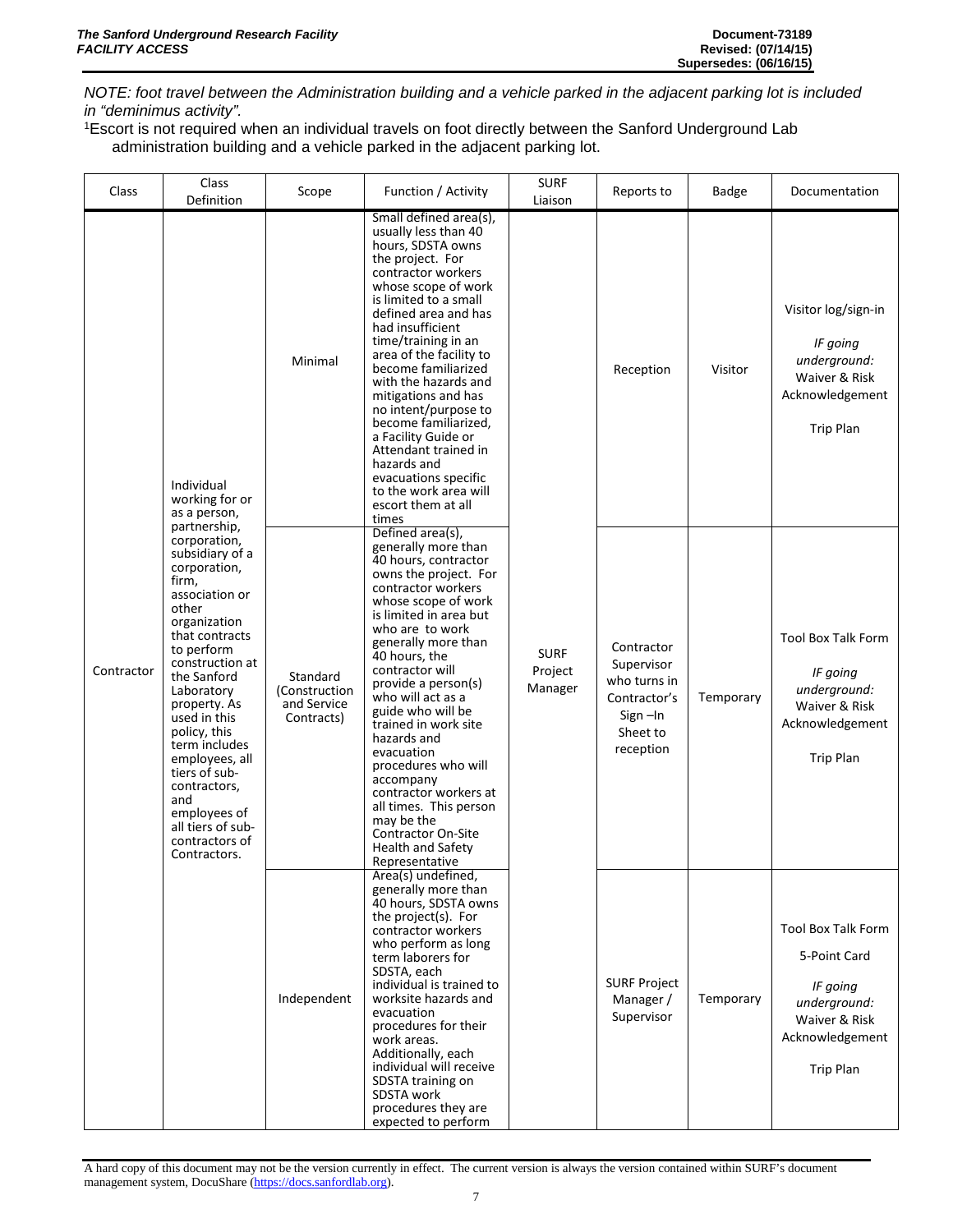*NOTE: foot travel between the Administration building and a vehicle parked in the adjacent parking lot is included in "deminimus activity".*

[1]Escort is not required when an individual travels on foot directly between the Sanford Underground Lab administration building and a vehicle parked in the adjacent parking lot.

| Class | Class Definition | Scope | Function / Activity | SURF Liaison | Reports to | Badge | Documentation |
|---|---|---|---|---|---|---|---|
| Contractor | Individual working for or as a person, partnership, corporation, subsidiary of a corporation, firm, association or other organization that contracts to perform construction at the Sanford Laboratory property. As used in this policy, this term includes employees, all tiers of sub-contractors, and employees of all tiers of sub-contractors of Contractors. | Minimal | Small defined area(s), usually less than 40 hours, SDSTA owns the project. For contractor workers whose scope of work is limited to a small defined area and has had insufficient time/training in an area of the facility to become familiarized with the hazards and mitigations and has no intent/purpose to become familiarized, a Facility Guide or Attendant trained in hazards and evacuations specific to the work area will escort them at all times | SURF Project Manager | Reception | Visitor | Visitor log/sign-in<br>*IF going underground:* Waiver & Risk Acknowledgement<br>Trip Plan |
| | | Standard (Construction and Service Contracts) | Defined area(s), generally more than 40 hours, contractor owns the project. For contractor workers whose scope of work is limited in area but who are to work generally more than 40 hours, the contractor will provide a person(s) who will act as a guide who will be trained in work site hazards and evacuation procedures who will accompany contractor workers at all times. This person may be the Contractor On-Site Health and Safety Representative | | Contractor Supervisor who turns in Contractor's Sign –In Sheet to reception | Temporary | Tool Box Talk Form<br>*IF going underground:* Waiver & Risk Acknowledgement<br>Trip Plan |
| | | Independent | Area(s) undefined, generally more than 40 hours, SDSTA owns the project(s). For contractor workers who perform as long term laborers for SDSTA, each individual is trained to worksite hazards and evacuation procedures for their work areas. Additionally, each individual will receive SDSTA training on SDSTA work procedures they are expected to perform | | SURF Project Manager / Supervisor | Temporary | Tool Box Talk Form<br>5-Point Card<br>*IF going underground:* Waiver & Risk Acknowledgement<br>Trip Plan |

A hard copy of this document may not be the version currently in effect. The current version is always the version contained within SURF's document management system, DocuShare (https://docs.sanfordlab.org).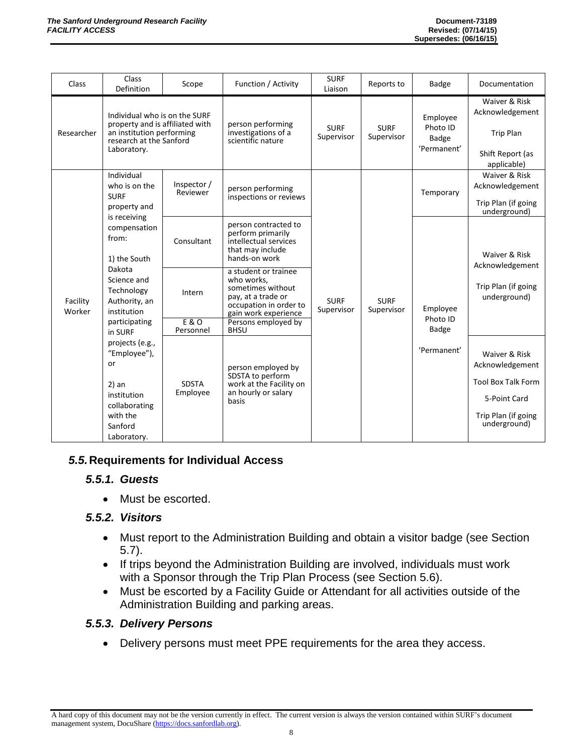| Class | Class Definition | Scope | Function / Activity | SURF Liaison | Reports to | Badge | Documentation |
|---|---|---|---|---|---|---|---|
| Researcher | Individual who is on the SURF property and is affiliated with an institution performing research at the Sanford Laboratory. | | person performing investigations of a scientific nature | SURF Supervisor | SURF Supervisor | Employee Photo ID Badge 'Permanent' | Waiver & Risk Acknowledgement<br><br>Trip Plan<br><br>Shift Report (as applicable) |
| Facility Worker | Individual who is on the SURF property and is receiving compensation from:<br><br>1) the South Dakota Science and Technology Authority, an institution participating in SURF projects (e.g., "Employee"), or<br><br>2) an institution collaborating with the Sanford Laboratory. | Inspector / Reviewer | person performing inspections or reviews | SURF Supervisor | SURF Supervisor | Temporary | Waiver & Risk Acknowledgement<br><br>Trip Plan (if going underground) |
| | | Consultant | person contracted to perform primarily intellectual services that may include hands-on work | | | Employee Photo ID Badge<br><br>'Permanent' | Waiver & Risk Acknowledgement<br><br>Trip Plan (if going underground) |
| | | Intern | a student or trainee who works, sometimes without pay, at a trade or occupation in order to gain work experience | | | | |
| | | E & O Personnel | Persons employed by BHSU | | | | |
| | | SDSTA Employee | person employed by SDSTA to perform work at the Facility on an hourly or salary basis | | | | Waiver & Risk Acknowledgement<br><br>Tool Box Talk Form<br><br>5-Point Card<br><br>Trip Plan (if going underground) |

## *5.5.* Requirements for Individual Access

### *5.5.1. Guests*

- Must be escorted.

### *5.5.2. Visitors*

- Must report to the Administration Building and obtain a visitor badge (see Section 5.7).
- If trips beyond the Administration Building are involved, individuals must work with a Sponsor through the Trip Plan Process (see Section 5.6).
- Must be escorted by a Facility Guide or Attendant for all activities outside of the Administration Building and parking areas.

### *5.5.3. Delivery Persons*

- Delivery persons must meet PPE requirements for the area they access.

A hard copy of this document may not be the version currently in effect. The current version is always the version contained within SURF's document management system, DocuShare (https://docs.sanfordlab.org).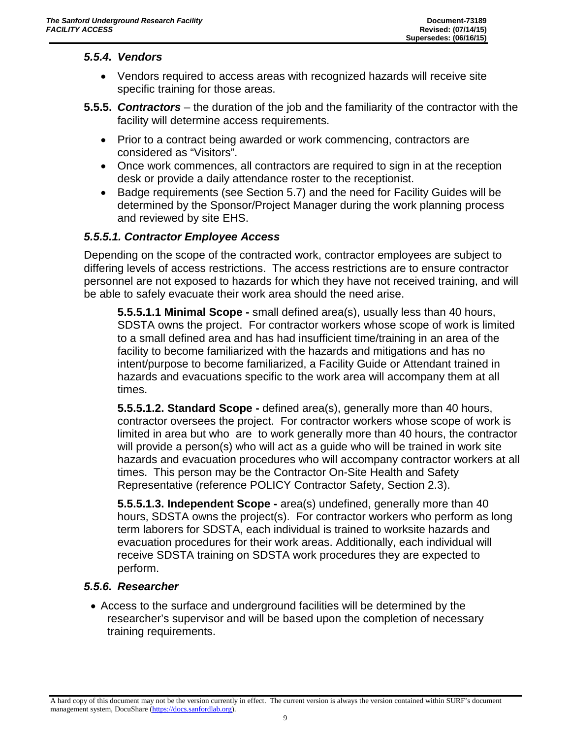### *5.5.4. Vendors*

- Vendors required to access areas with recognized hazards will receive site specific training for those areas.

**5.5.5. *Contractors*** – the duration of the job and the familiarity of the contractor with the facility will determine access requirements.

- Prior to a contract being awarded or work commencing, contractors are considered as "Visitors".
- Once work commences, all contractors are required to sign in at the reception desk or provide a daily attendance roster to the receptionist.
- Badge requirements (see Section 5.7) and the need for Facility Guides will be determined by the Sponsor/Project Manager during the work planning process and reviewed by site EHS.

### *5.5.5.1. Contractor Employee Access*

Depending on the scope of the contracted work, contractor employees are subject to differing levels of access restrictions. The access restrictions are to ensure contractor personnel are not exposed to hazards for which they have not received training, and will be able to safely evacuate their work area should the need arise.

**5.5.5.1.1 Minimal Scope -** small defined area(s), usually less than 40 hours, SDSTA owns the project. For contractor workers whose scope of work is limited to a small defined area and has had insufficient time/training in an area of the facility to become familiarized with the hazards and mitigations and has no intent/purpose to become familiarized, a Facility Guide or Attendant trained in hazards and evacuations specific to the work area will accompany them at all times.

**5.5.5.1.2. Standard Scope -** defined area(s), generally more than 40 hours, contractor oversees the project. For contractor workers whose scope of work is limited in area but who are to work generally more than 40 hours, the contractor will provide a person(s) who will act as a guide who will be trained in work site hazards and evacuation procedures who will accompany contractor workers at all times. This person may be the Contractor On-Site Health and Safety Representative (reference POLICY Contractor Safety, Section 2.3).

**5.5.5.1.3. Independent Scope -** area(s) undefined, generally more than 40 hours, SDSTA owns the project(s). For contractor workers who perform as long term laborers for SDSTA, each individual is trained to worksite hazards and evacuation procedures for their work areas. Additionally, each individual will receive SDSTA training on SDSTA work procedures they are expected to perform.

### *5.5.6. Researcher*

- Access to the surface and underground facilities will be determined by the researcher's supervisor and will be based upon the completion of necessary training requirements.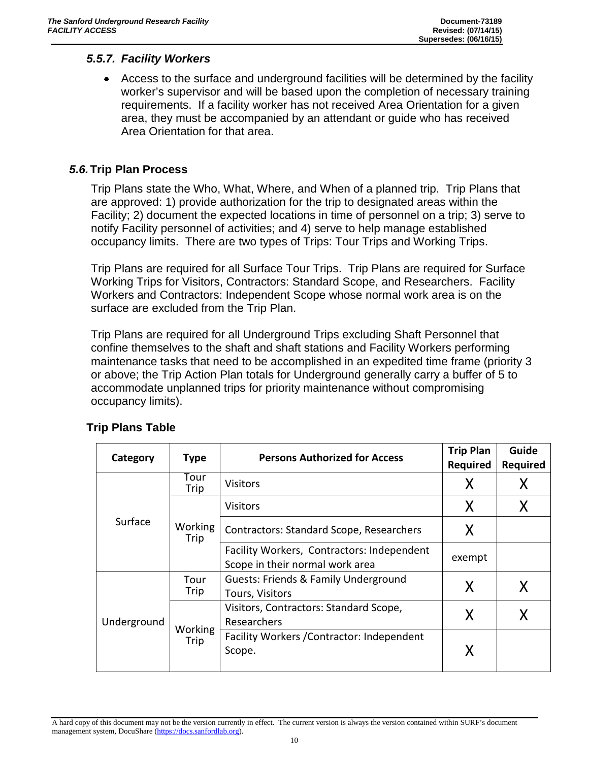### *5.5.7. Facility Workers*

- Access to the surface and underground facilities will be determined by the facility worker's supervisor and will be based upon the completion of necessary training requirements. If a facility worker has not received Area Orientation for a given area, they must be accompanied by an attendant or guide who has received Area Orientation for that area.

## *5.6.* Trip Plan Process

Trip Plans state the Who, What, Where, and When of a planned trip. Trip Plans that are approved: 1) provide authorization for the trip to designated areas within the Facility; 2) document the expected locations in time of personnel on a trip; 3) serve to notify Facility personnel of activities; and 4) serve to help manage established occupancy limits. There are two types of Trips: Tour Trips and Working Trips.

Trip Plans are required for all Surface Tour Trips. Trip Plans are required for Surface Working Trips for Visitors, Contractors: Standard Scope, and Researchers. Facility Workers and Contractors: Independent Scope whose normal work area is on the surface are excluded from the Trip Plan.

Trip Plans are required for all Underground Trips excluding Shaft Personnel that confine themselves to the shaft and shaft stations and Facility Workers performing maintenance tasks that need to be accomplished in an expedited time frame (priority 3 or above; the Trip Action Plan totals for Underground generally carry a buffer of 5 to accommodate unplanned trips for priority maintenance without compromising occupancy limits).

### Trip Plans Table

| Category | Type | Persons Authorized for Access | Trip Plan Required | Guide Required |
|---|---|---|---|---|
| Surface | Tour Trip | Visitors | X | X |
| | Working Trip | Visitors | X | X |
| | | Contractors: Standard Scope, Researchers | X | |
| | | Facility Workers, Contractors: Independent Scope in their normal work area | exempt | |
| Underground | Tour Trip | Guests: Friends & Family Underground Tours, Visitors | X | X |
| | Working Trip | Visitors, Contractors: Standard Scope, Researchers | X | X |
| | | Facility Workers /Contractor: Independent Scope. | X | |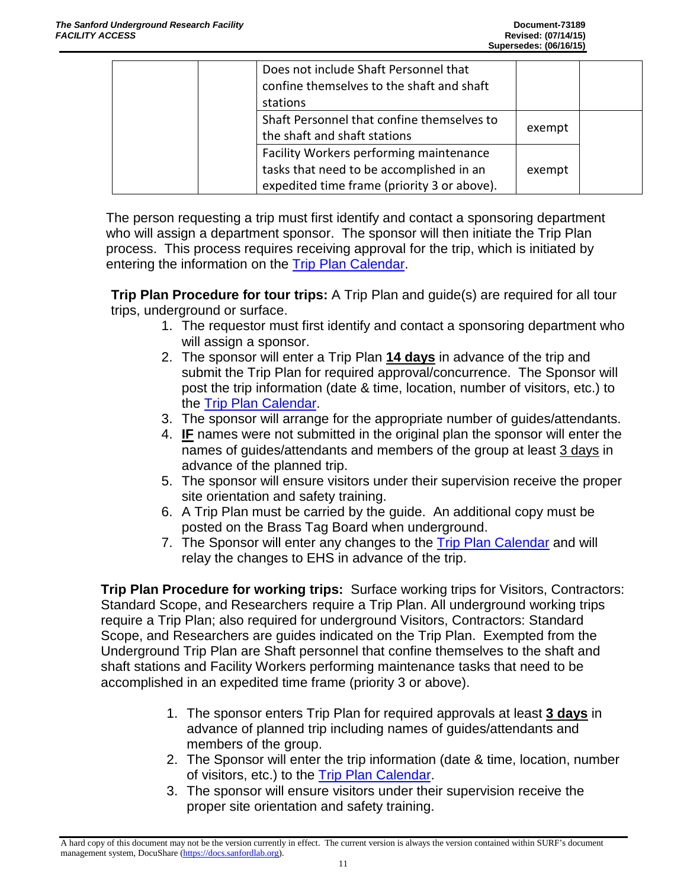| | | | | |
|---|---|---|---|---|
| | | Does not include Shaft Personnel that confine themselves to the shaft and shaft stations | | |
| | | Shaft Personnel that confine themselves to the shaft and shaft stations | exempt | |
| | | Facility Workers performing maintenance tasks that need to be accomplished in an expedited time frame (priority 3 or above). | exempt | |

The person requesting a trip must first identify and contact a sponsoring department who will assign a department sponsor. The sponsor will then initiate the Trip Plan process. This process requires receiving approval for the trip, which is initiated by entering the information on the Trip Plan Calendar.

**Trip Plan Procedure for tour trips:** A Trip Plan and guide(s) are required for all tour trips, underground or surface.

1. The requestor must first identify and contact a sponsoring department who will assign a sponsor.
2. The sponsor will enter a Trip Plan **14 days** in advance of the trip and submit the Trip Plan for required approval/concurrence. The Sponsor will post the trip information (date & time, location, number of visitors, etc.) to the Trip Plan Calendar.
3. The sponsor will arrange for the appropriate number of guides/attendants.
4. **IF** names were not submitted in the original plan the sponsor will enter the names of guides/attendants and members of the group at least 3 days in advance of the planned trip.
5. The sponsor will ensure visitors under their supervision receive the proper site orientation and safety training.
6. A Trip Plan must be carried by the guide. An additional copy must be posted on the Brass Tag Board when underground.
7. The Sponsor will enter any changes to the Trip Plan Calendar and will relay the changes to EHS in advance of the trip.

**Trip Plan Procedure for working trips:** Surface working trips for Visitors, Contractors: Standard Scope, and Researchers require a Trip Plan. All underground working trips require a Trip Plan; also required for underground Visitors, Contractors: Standard Scope, and Researchers are guides indicated on the Trip Plan. Exempted from the Underground Trip Plan are Shaft personnel that confine themselves to the shaft and shaft stations and Facility Workers performing maintenance tasks that need to be accomplished in an expedited time frame (priority 3 or above).

1. The sponsor enters Trip Plan for required approvals at least **3 days** in advance of planned trip including names of guides/attendants and members of the group.
2. The Sponsor will enter the trip information (date & time, location, number of visitors, etc.) to the Trip Plan Calendar.
3. The sponsor will ensure visitors under their supervision receive the proper site orientation and safety training.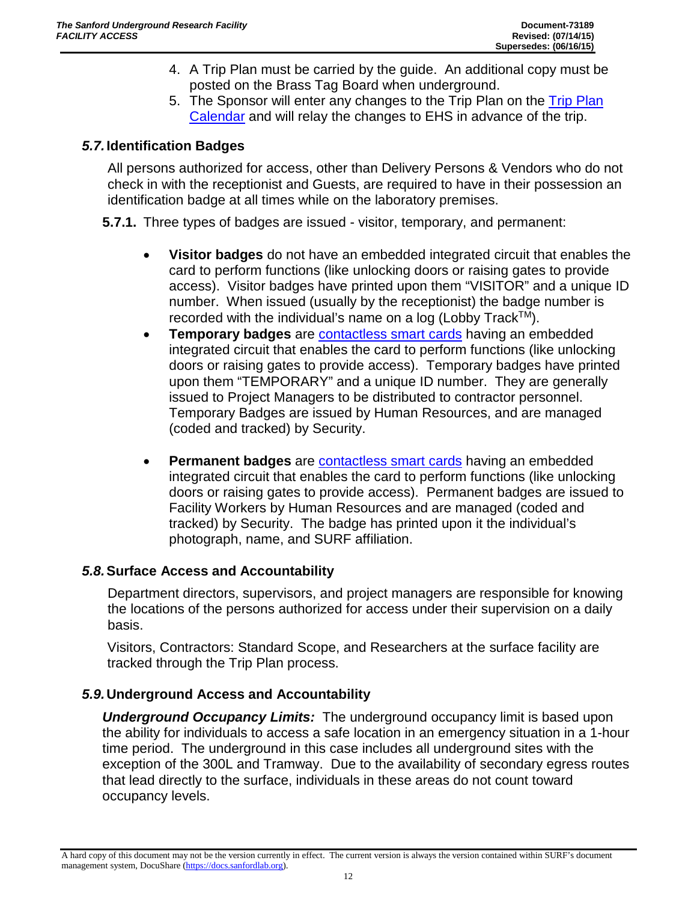4. A Trip Plan must be carried by the guide. An additional copy must be posted on the Brass Tag Board when underground.
5. The Sponsor will enter any changes to the Trip Plan on the [Trip Plan Calendar](#) and will relay the changes to EHS in advance of the trip.

## *5.7.* Identification Badges

All persons authorized for access, other than Delivery Persons & Vendors who do not check in with the receptionist and Guests, are required to have in their possession an identification badge at all times while on the laboratory premises.

**5.7.1.** Three types of badges are issued - visitor, temporary, and permanent:

- **Visitor badges** do not have an embedded integrated circuit that enables the card to perform functions (like unlocking doors or raising gates to provide access). Visitor badges have printed upon them "VISITOR" and a unique ID number. When issued (usually by the receptionist) the badge number is recorded with the individual's name on a log (Lobby Track™).
- **Temporary badges** are [contactless smart cards](#) having an embedded integrated circuit that enables the card to perform functions (like unlocking doors or raising gates to provide access). Temporary badges have printed upon them "TEMPORARY" and a unique ID number. They are generally issued to Project Managers to be distributed to contractor personnel. Temporary Badges are issued by Human Resources, and are managed (coded and tracked) by Security.
- **Permanent badges** are [contactless smart cards](#) having an embedded integrated circuit that enables the card to perform functions (like unlocking doors or raising gates to provide access). Permanent badges are issued to Facility Workers by Human Resources and are managed (coded and tracked) by Security. The badge has printed upon it the individual's photograph, name, and SURF affiliation.

## *5.8.* Surface Access and Accountability

Department directors, supervisors, and project managers are responsible for knowing the locations of the persons authorized for access under their supervision on a daily basis.

Visitors, Contractors: Standard Scope, and Researchers at the surface facility are tracked through the Trip Plan process.

## *5.9.* Underground Access and Accountability

***Underground Occupancy Limits:*** The underground occupancy limit is based upon the ability for individuals to access a safe location in an emergency situation in a 1-hour time period. The underground in this case includes all underground sites with the exception of the 300L and Tramway. Due to the availability of secondary egress routes that lead directly to the surface, individuals in these areas do not count toward occupancy levels.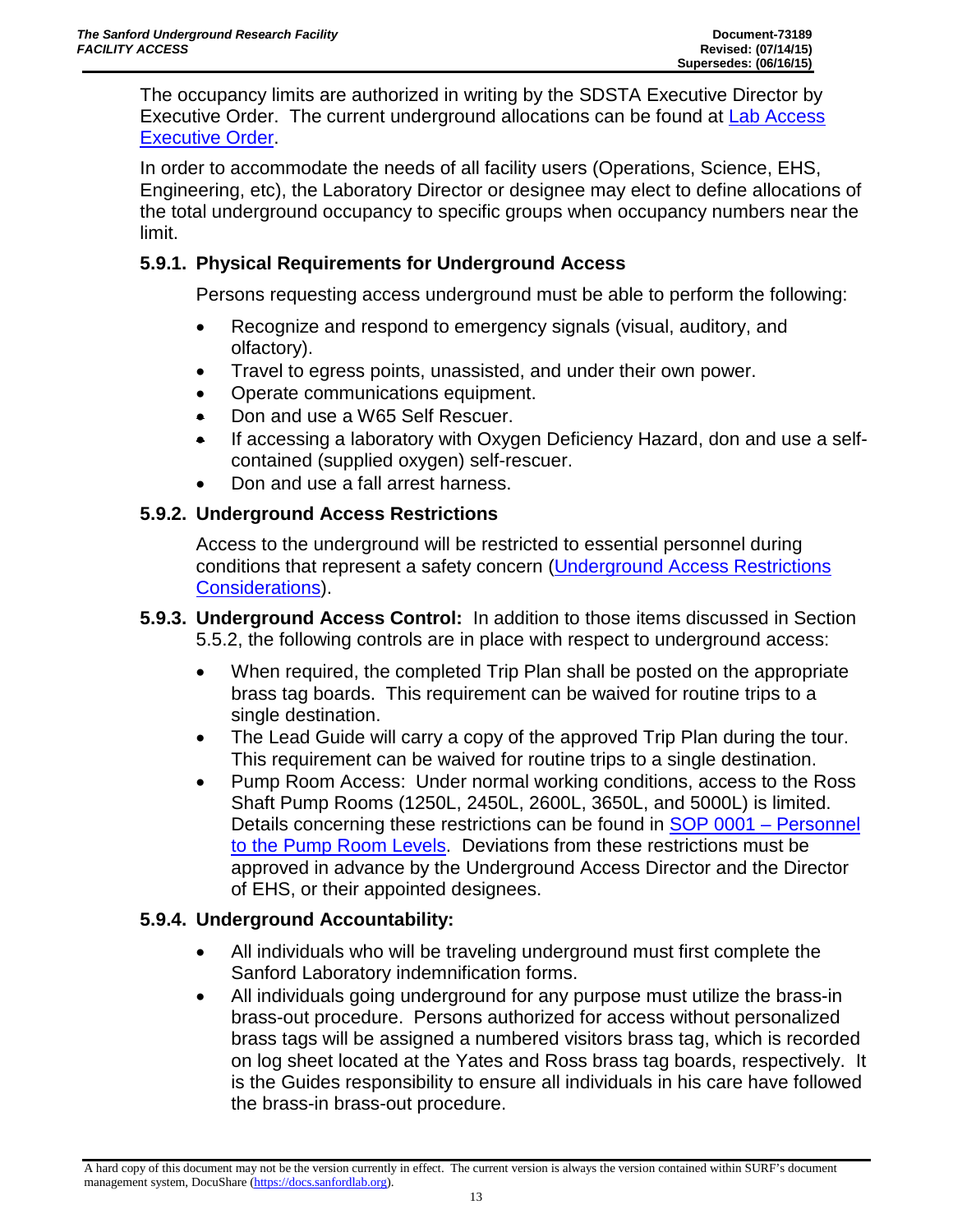The occupancy limits are authorized in writing by the SDSTA Executive Director by Executive Order. The current underground allocations can be found at [Lab Access Executive Order](#).

In order to accommodate the needs of all facility users (Operations, Science, EHS, Engineering, etc), the Laboratory Director or designee may elect to define allocations of the total underground occupancy to specific groups when occupancy numbers near the limit.

### 5.9.1. Physical Requirements for Underground Access

Persons requesting access underground must be able to perform the following:

- Recognize and respond to emergency signals (visual, auditory, and olfactory).
- Travel to egress points, unassisted, and under their own power.
- Operate communications equipment.
- Don and use a W65 Self Rescuer.
- If accessing a laboratory with Oxygen Deficiency Hazard, don and use a self-contained (supplied oxygen) self-rescuer.
- Don and use a fall arrest harness.

### 5.9.2. Underground Access Restrictions

Access to the underground will be restricted to essential personnel during conditions that represent a safety concern ([Underground Access Restrictions Considerations](#)).

**5.9.3. Underground Access Control:** In addition to those items discussed in Section 5.5.2, the following controls are in place with respect to underground access:

- When required, the completed Trip Plan shall be posted on the appropriate brass tag boards. This requirement can be waived for routine trips to a single destination.
- The Lead Guide will carry a copy of the approved Trip Plan during the tour. This requirement can be waived for routine trips to a single destination.
- Pump Room Access: Under normal working conditions, access to the Ross Shaft Pump Rooms (1250L, 2450L, 2600L, 3650L, and 5000L) is limited. Details concerning these restrictions can be found in [SOP 0001 – Personnel to the Pump Room Levels](#). Deviations from these restrictions must be approved in advance by the Underground Access Director and the Director of EHS, or their appointed designees.

### 5.9.4. Underground Accountability:

- All individuals who will be traveling underground must first complete the Sanford Laboratory indemnification forms.
- All individuals going underground for any purpose must utilize the brass-in brass-out procedure. Persons authorized for access without personalized brass tags will be assigned a numbered visitors brass tag, which is recorded on log sheet located at the Yates and Ross brass tag boards, respectively. It is the Guides responsibility to ensure all individuals in his care have followed the brass-in brass-out procedure.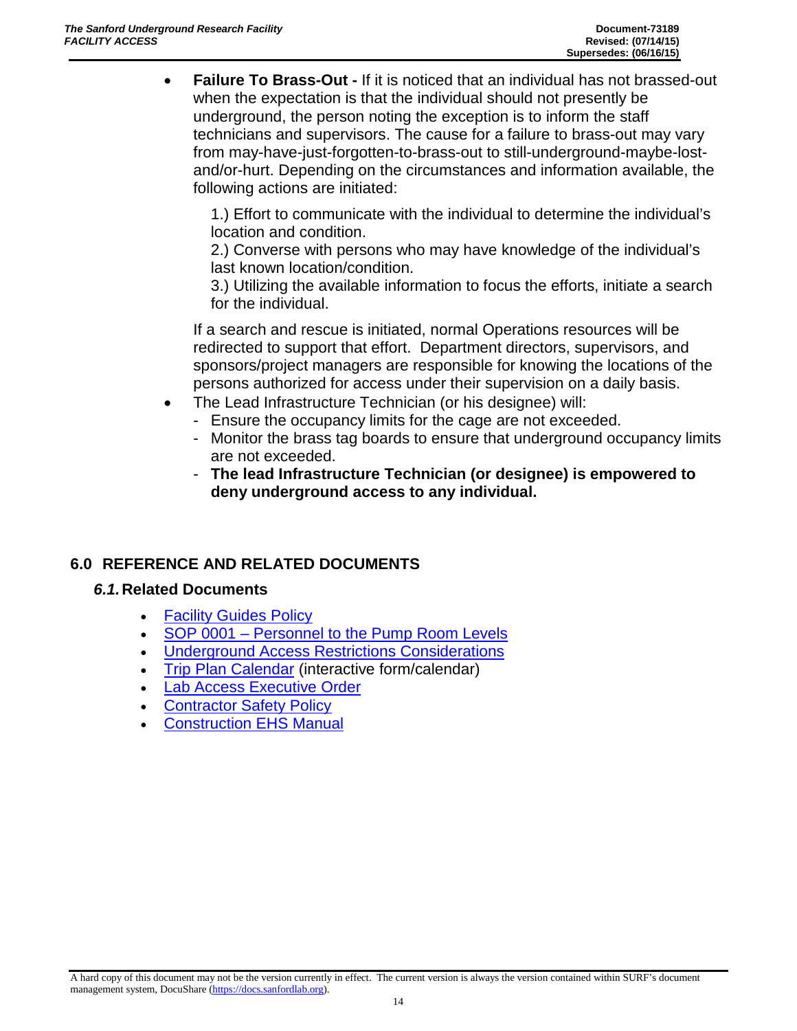- **Failure To Brass-Out -** If it is noticed that an individual has not brassed-out when the expectation is that the individual should not presently be underground, the person noting the exception is to inform the staff technicians and supervisors. The cause for a failure to brass-out may vary from may-have-just-forgotten-to-brass-out to still-underground-maybe-lost-and/or-hurt. Depending on the circumstances and information available, the following actions are initiated:

  1.) Effort to communicate with the individual to determine the individual's location and condition.
  2.) Converse with persons who may have knowledge of the individual's last known location/condition.
  3.) Utilizing the available information to focus the efforts, initiate a search for the individual.

  If a search and rescue is initiated, normal Operations resources will be redirected to support that effort. Department directors, supervisors, and sponsors/project managers are responsible for knowing the locations of the persons authorized for access under their supervision on a daily basis.

- The Lead Infrastructure Technician (or his designee) will:
  - Ensure the occupancy limits for the cage are not exceeded.
  - Monitor the brass tag boards to ensure that underground occupancy limits are not exceeded.
  - **The lead Infrastructure Technician (or designee) is empowered to deny underground access to any individual.**

## 6.0 REFERENCE AND RELATED DOCUMENTS

### *6.1.* Related Documents

- Facility Guides Policy
- SOP 0001 – Personnel to the Pump Room Levels
- Underground Access Restrictions Considerations
- Trip Plan Calendar (interactive form/calendar)
- Lab Access Executive Order
- Contractor Safety Policy
- Construction EHS Manual